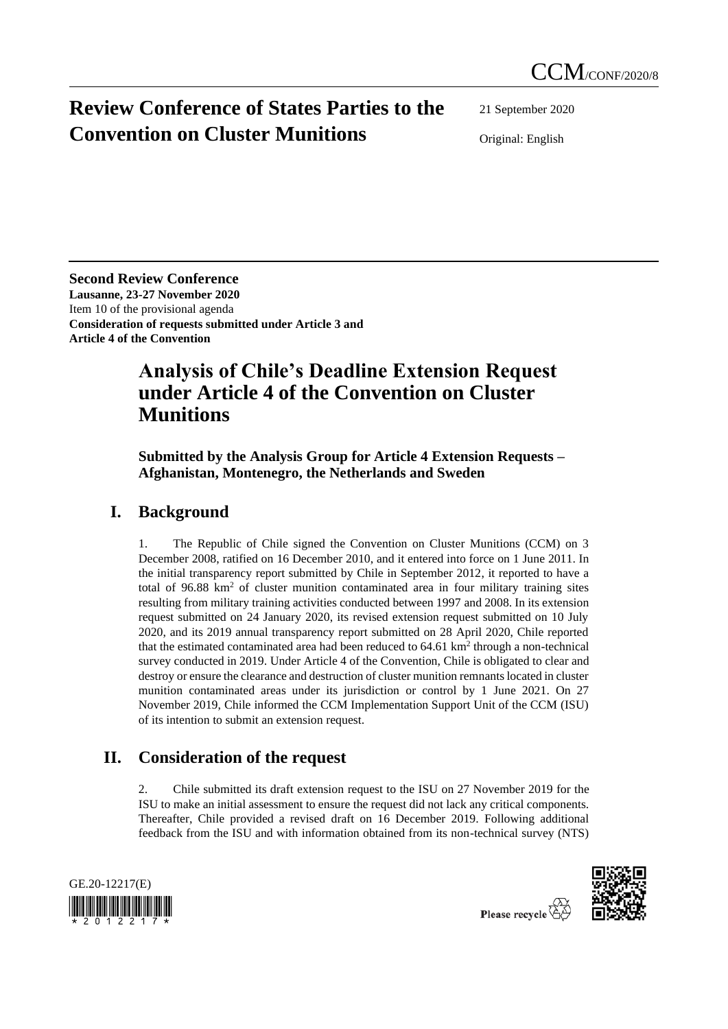CCM/CONF/2020/8

# Review Conference of States Parties to the Convention on Cluster Munitions

21 September 2020

Original: English

**Second Review Conference**
**Lausanne, 23-27 November 2020**
Item 10 of the provisional agenda
**Consideration of requests submitted under Article 3 and Article 4 of the Convention**

# Analysis of Chile's Deadline Extension Request under Article 4 of the Convention on Cluster Munitions

**Submitted by the Analysis Group for Article 4 Extension Requests – Afghanistan, Montenegro, the Netherlands and Sweden**

## I. Background

1. The Republic of Chile signed the Convention on Cluster Munitions (CCM) on 3 December 2008, ratified on 16 December 2010, and it entered into force on 1 June 2011. In the initial transparency report submitted by Chile in September 2012, it reported to have a total of 96.88 km$^2$ of cluster munition contaminated area in four military training sites resulting from military training activities conducted between 1997 and 2008. In its extension request submitted on 24 January 2020, its revised extension request submitted on 10 July 2020, and its 2019 annual transparency report submitted on 28 April 2020, Chile reported that the estimated contaminated area had been reduced to 64.61 km$^2$ through a non-technical survey conducted in 2019. Under Article 4 of the Convention, Chile is obligated to clear and destroy or ensure the clearance and destruction of cluster munition remnants located in cluster munition contaminated areas under its jurisdiction or control by 1 June 2021. On 27 November 2019, Chile informed the CCM Implementation Support Unit of the CCM (ISU) of its intention to submit an extension request.

## II. Consideration of the request

2. Chile submitted its draft extension request to the ISU on 27 November 2019 for the ISU to make an initial assessment to ensure the request did not lack any critical components. Thereafter, Chile provided a revised draft on 16 December 2019. Following additional feedback from the ISU and with information obtained from its non-technical survey (NTS)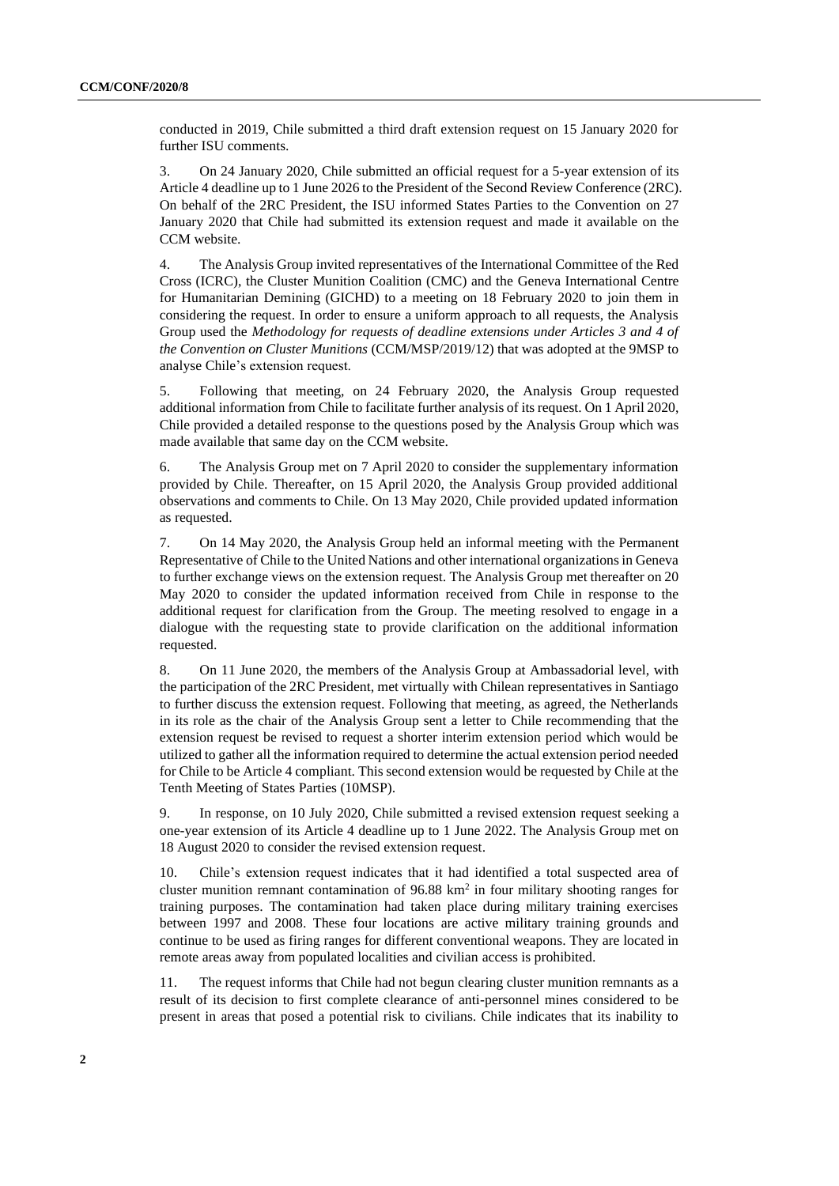conducted in 2019, Chile submitted a third draft extension request on 15 January 2020 for further ISU comments.

3. On 24 January 2020, Chile submitted an official request for a 5-year extension of its Article 4 deadline up to 1 June 2026 to the President of the Second Review Conference (2RC). On behalf of the 2RC President, the ISU informed States Parties to the Convention on 27 January 2020 that Chile had submitted its extension request and made it available on the CCM website.

4. The Analysis Group invited representatives of the International Committee of the Red Cross (ICRC), the Cluster Munition Coalition (CMC) and the Geneva International Centre for Humanitarian Demining (GICHD) to a meeting on 18 February 2020 to join them in considering the request. In order to ensure a uniform approach to all requests, the Analysis Group used the *Methodology for requests of deadline extensions under Articles 3 and 4 of the Convention on Cluster Munitions* (CCM/MSP/2019/12) that was adopted at the 9MSP to analyse Chile's extension request.

5. Following that meeting, on 24 February 2020, the Analysis Group requested additional information from Chile to facilitate further analysis of its request. On 1 April 2020, Chile provided a detailed response to the questions posed by the Analysis Group which was made available that same day on the CCM website.

6. The Analysis Group met on 7 April 2020 to consider the supplementary information provided by Chile. Thereafter, on 15 April 2020, the Analysis Group provided additional observations and comments to Chile. On 13 May 2020, Chile provided updated information as requested.

7. On 14 May 2020, the Analysis Group held an informal meeting with the Permanent Representative of Chile to the United Nations and other international organizations in Geneva to further exchange views on the extension request. The Analysis Group met thereafter on 20 May 2020 to consider the updated information received from Chile in response to the additional request for clarification from the Group. The meeting resolved to engage in a dialogue with the requesting state to provide clarification on the additional information requested.

8. On 11 June 2020, the members of the Analysis Group at Ambassadorial level, with the participation of the 2RC President, met virtually with Chilean representatives in Santiago to further discuss the extension request. Following that meeting, as agreed, the Netherlands in its role as the chair of the Analysis Group sent a letter to Chile recommending that the extension request be revised to request a shorter interim extension period which would be utilized to gather all the information required to determine the actual extension period needed for Chile to be Article 4 compliant. This second extension would be requested by Chile at the Tenth Meeting of States Parties (10MSP).

9. In response, on 10 July 2020, Chile submitted a revised extension request seeking a one-year extension of its Article 4 deadline up to 1 June 2022. The Analysis Group met on 18 August 2020 to consider the revised extension request.

10. Chile's extension request indicates that it had identified a total suspected area of cluster munition remnant contamination of 96.88 $km^2$ in four military shooting ranges for training purposes. The contamination had taken place during military training exercises between 1997 and 2008. These four locations are active military training grounds and continue to be used as firing ranges for different conventional weapons. They are located in remote areas away from populated localities and civilian access is prohibited.

11. The request informs that Chile had not begun clearing cluster munition remnants as a result of its decision to first complete clearance of anti-personnel mines considered to be present in areas that posed a potential risk to civilians. Chile indicates that its inability to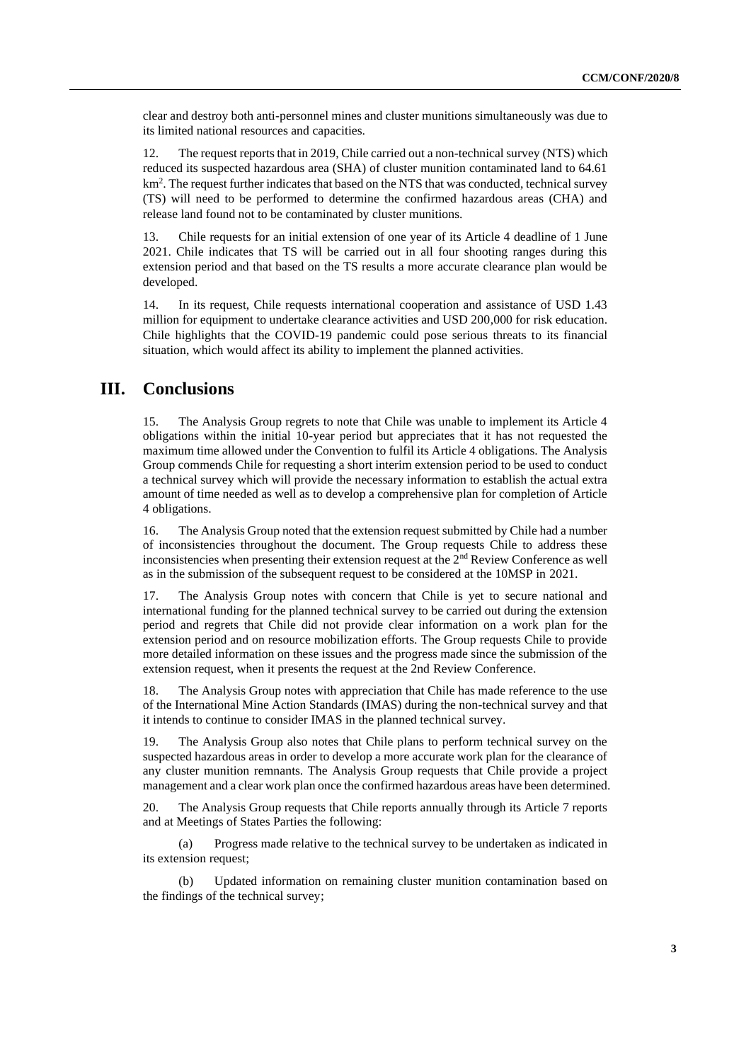clear and destroy both anti-personnel mines and cluster munitions simultaneously was due to its limited national resources and capacities.

12. The request reports that in 2019, Chile carried out a non-technical survey (NTS) which reduced its suspected hazardous area (SHA) of cluster munition contaminated land to 64.61 $km^2$. The request further indicates that based on the NTS that was conducted, technical survey (TS) will need to be performed to determine the confirmed hazardous areas (CHA) and release land found not to be contaminated by cluster munitions.

13. Chile requests for an initial extension of one year of its Article 4 deadline of 1 June 2021. Chile indicates that TS will be carried out in all four shooting ranges during this extension period and that based on the TS results a more accurate clearance plan would be developed.

14. In its request, Chile requests international cooperation and assistance of USD 1.43 million for equipment to undertake clearance activities and USD 200,000 for risk education. Chile highlights that the COVID-19 pandemic could pose serious threats to its financial situation, which would affect its ability to implement the planned activities.

## III. Conclusions

15. The Analysis Group regrets to note that Chile was unable to implement its Article 4 obligations within the initial 10-year period but appreciates that it has not requested the maximum time allowed under the Convention to fulfil its Article 4 obligations. The Analysis Group commends Chile for requesting a short interim extension period to be used to conduct a technical survey which will provide the necessary information to establish the actual extra amount of time needed as well as to develop a comprehensive plan for completion of Article 4 obligations.

16. The Analysis Group noted that the extension request submitted by Chile had a number of inconsistencies throughout the document. The Group requests Chile to address these inconsistencies when presenting their extension request at the 2nd Review Conference as well as in the submission of the subsequent request to be considered at the 10MSP in 2021.

17. The Analysis Group notes with concern that Chile is yet to secure national and international funding for the planned technical survey to be carried out during the extension period and regrets that Chile did not provide clear information on a work plan for the extension period and on resource mobilization efforts. The Group requests Chile to provide more detailed information on these issues and the progress made since the submission of the extension request, when it presents the request at the 2nd Review Conference.

18. The Analysis Group notes with appreciation that Chile has made reference to the use of the International Mine Action Standards (IMAS) during the non-technical survey and that it intends to continue to consider IMAS in the planned technical survey.

19. The Analysis Group also notes that Chile plans to perform technical survey on the suspected hazardous areas in order to develop a more accurate work plan for the clearance of any cluster munition remnants. The Analysis Group requests that Chile provide a project management and a clear work plan once the confirmed hazardous areas have been determined.

20. The Analysis Group requests that Chile reports annually through its Article 7 reports and at Meetings of States Parties the following:

(a) Progress made relative to the technical survey to be undertaken as indicated in its extension request;

(b) Updated information on remaining cluster munition contamination based on the findings of the technical survey;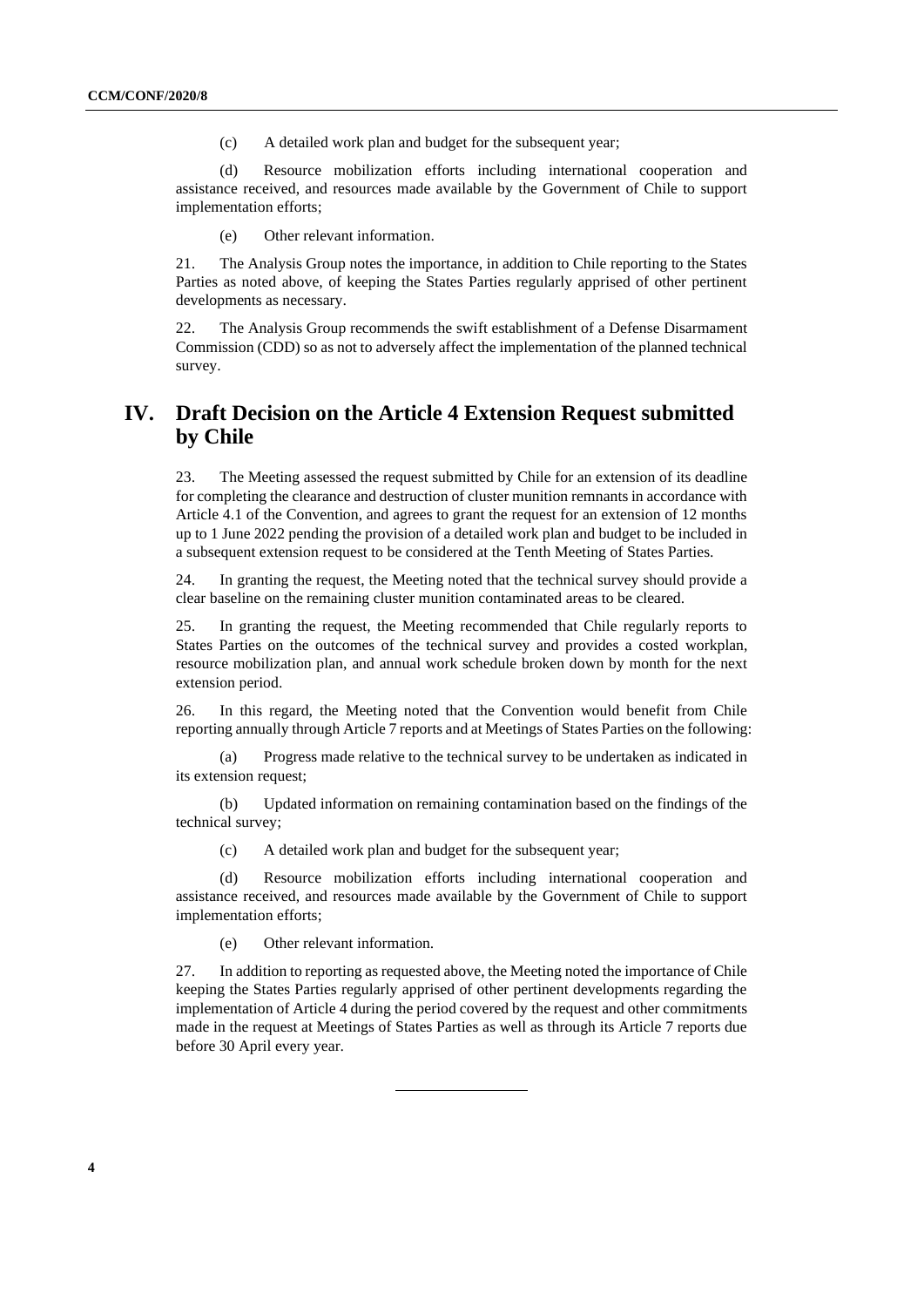(c) A detailed work plan and budget for the subsequent year;

(d) Resource mobilization efforts including international cooperation and assistance received, and resources made available by the Government of Chile to support implementation efforts;

(e) Other relevant information.

21. The Analysis Group notes the importance, in addition to Chile reporting to the States Parties as noted above, of keeping the States Parties regularly apprised of other pertinent developments as necessary.

22. The Analysis Group recommends the swift establishment of a Defense Disarmament Commission (CDD) so as not to adversely affect the implementation of the planned technical survey.

## IV. Draft Decision on the Article 4 Extension Request submitted by Chile

23. The Meeting assessed the request submitted by Chile for an extension of its deadline for completing the clearance and destruction of cluster munition remnants in accordance with Article 4.1 of the Convention, and agrees to grant the request for an extension of 12 months up to 1 June 2022 pending the provision of a detailed work plan and budget to be included in a subsequent extension request to be considered at the Tenth Meeting of States Parties.

24. In granting the request, the Meeting noted that the technical survey should provide a clear baseline on the remaining cluster munition contaminated areas to be cleared.

25. In granting the request, the Meeting recommended that Chile regularly reports to States Parties on the outcomes of the technical survey and provides a costed workplan, resource mobilization plan, and annual work schedule broken down by month for the next extension period.

26. In this regard, the Meeting noted that the Convention would benefit from Chile reporting annually through Article 7 reports and at Meetings of States Parties on the following:

(a) Progress made relative to the technical survey to be undertaken as indicated in its extension request;

(b) Updated information on remaining contamination based on the findings of the technical survey;

(c) A detailed work plan and budget for the subsequent year;

(d) Resource mobilization efforts including international cooperation and assistance received, and resources made available by the Government of Chile to support implementation efforts;

(e) Other relevant information.

27. In addition to reporting as requested above, the Meeting noted the importance of Chile keeping the States Parties regularly apprised of other pertinent developments regarding the implementation of Article 4 during the period covered by the request and other commitments made in the request at Meetings of States Parties as well as through its Article 7 reports due before 30 April every year.